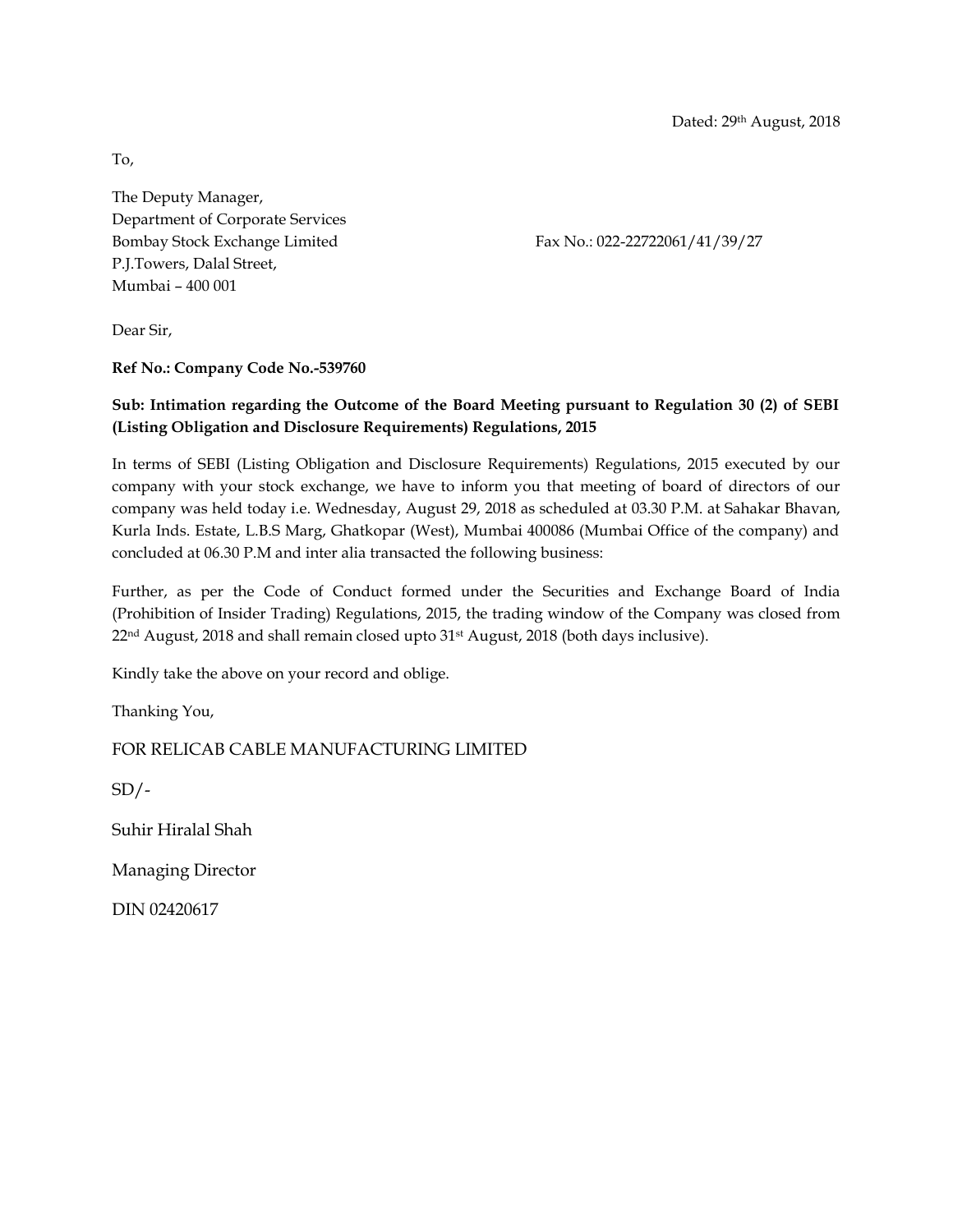Dated: 29th August, 2018

To,

The Deputy Manager,
Department of Corporate Services
Bombay Stock Exchange Limited
P.J.Towers, Dalal Street,
Mumbai – 400 001

Fax No.: 022-22722061/41/39/27

Dear Sir,

**Ref No.: Company Code No.-539760**

**Sub: Intimation regarding the Outcome of the Board Meeting pursuant to Regulation 30 (2) of SEBI (Listing Obligation and Disclosure Requirements) Regulations, 2015**

In terms of SEBI (Listing Obligation and Disclosure Requirements) Regulations, 2015 executed by our company with your stock exchange, we have to inform you that meeting of board of directors of our company was held today i.e. Wednesday, August 29, 2018 as scheduled at 03.30 P.M. at Sahakar Bhavan, Kurla Inds. Estate, L.B.S Marg, Ghatkopar (West), Mumbai 400086 (Mumbai Office of the company) and concluded at 06.30 P.M and inter alia transacted the following business:

Further, as per the Code of Conduct formed under the Securities and Exchange Board of India (Prohibition of Insider Trading) Regulations, 2015, the trading window of the Company was closed from 22nd August, 2018 and shall remain closed upto 31st August, 2018 (both days inclusive).

Kindly take the above on your record and oblige.

Thanking You,

FOR RELICAB CABLE MANUFACTURING LIMITED

SD/-

Suhir Hiralal Shah

Managing Director

DIN 02420617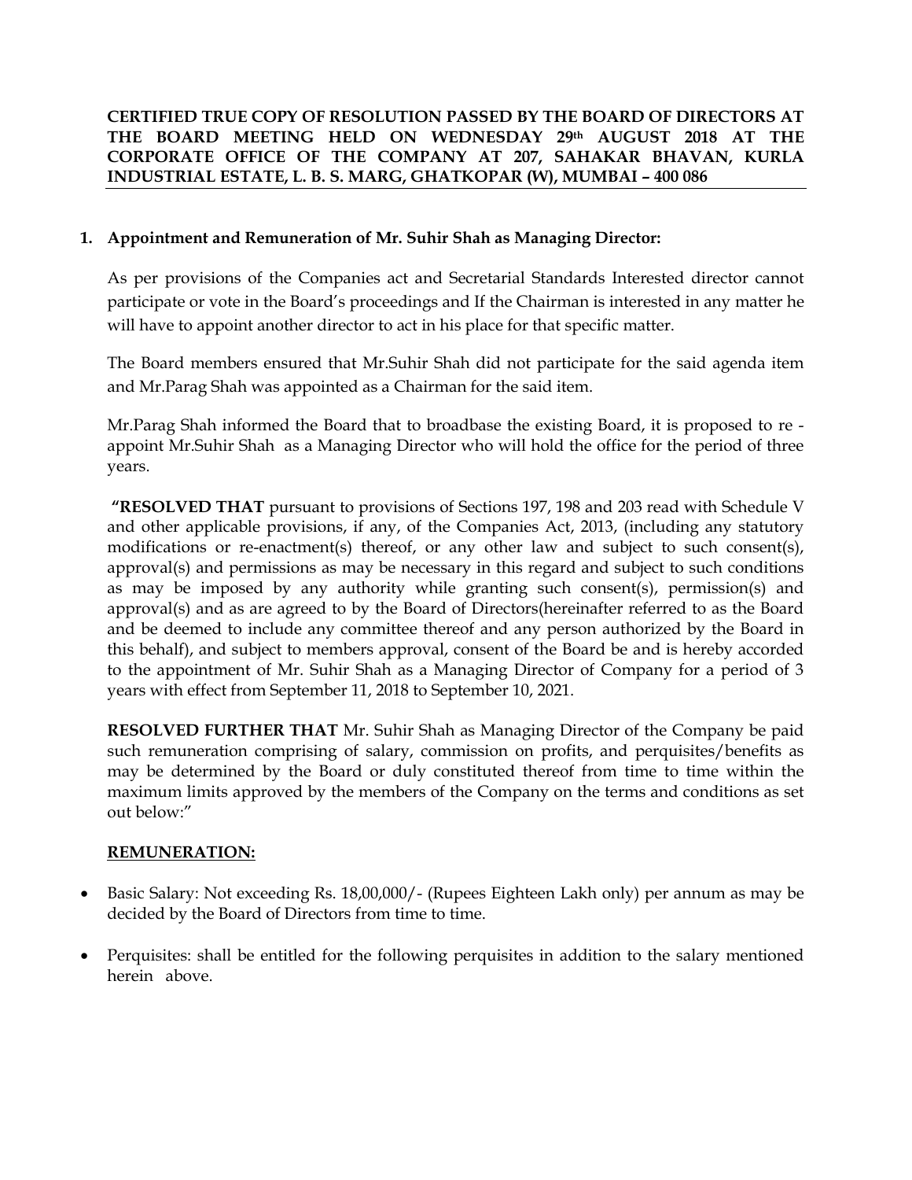**CERTIFIED TRUE COPY OF RESOLUTION PASSED BY THE BOARD OF DIRECTORS AT THE BOARD MEETING HELD ON WEDNESDAY 29th AUGUST 2018 AT THE CORPORATE OFFICE OF THE COMPANY AT 207, SAHAKAR BHAVAN, KURLA INDUSTRIAL ESTATE, L. B. S. MARG, GHATKOPAR (W), MUMBAI – 400 086**

**1. Appointment and Remuneration of Mr. Suhir Shah as Managing Director:**

As per provisions of the Companies act and Secretarial Standards Interested director cannot participate or vote in the Board's proceedings and If the Chairman is interested in any matter he will have to appoint another director to act in his place for that specific matter.

The Board members ensured that Mr.Suhir Shah did not participate for the said agenda item and Mr.Parag Shah was appointed as a Chairman for the said item.

Mr.Parag Shah informed the Board that to broadbase the existing Board, it is proposed to re - appoint Mr.Suhir Shah as a Managing Director who will hold the office for the period of three years.

**"RESOLVED THAT** pursuant to provisions of Sections 197, 198 and 203 read with Schedule V and other applicable provisions, if any, of the Companies Act, 2013, (including any statutory modifications or re-enactment(s) thereof, or any other law and subject to such consent(s), approval(s) and permissions as may be necessary in this regard and subject to such conditions as may be imposed by any authority while granting such consent(s), permission(s) and approval(s) and as are agreed to by the Board of Directors(hereinafter referred to as the Board and be deemed to include any committee thereof and any person authorized by the Board in this behalf), and subject to members approval, consent of the Board be and is hereby accorded to the appointment of Mr. Suhir Shah as a Managing Director of Company for a period of 3 years with effect from September 11, 2018 to September 10, 2021.

**RESOLVED FURTHER THAT** Mr. Suhir Shah as Managing Director of the Company be paid such remuneration comprising of salary, commission on profits, and perquisites/benefits as may be determined by the Board or duly constituted thereof from time to time within the maximum limits approved by the members of the Company on the terms and conditions as set out below:"

**REMUNERATION:**

- Basic Salary: Not exceeding Rs. 18,00,000/- (Rupees Eighteen Lakh only) per annum as may be decided by the Board of Directors from time to time.
- Perquisites: shall be entitled for the following perquisites in addition to the salary mentioned herein above.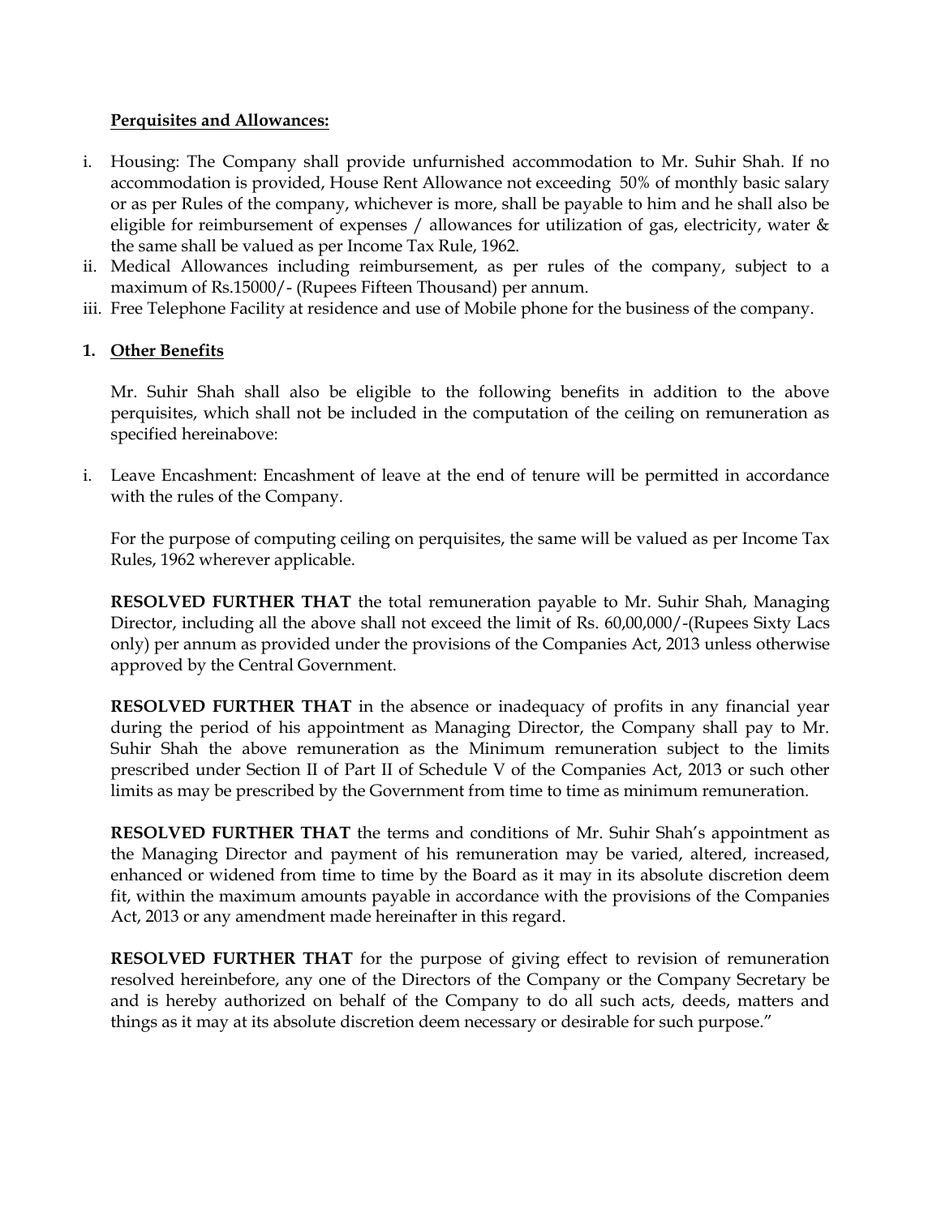**Perquisites and Allowances:**

i. Housing: The Company shall provide unfurnished accommodation to Mr. Suhir Shah. If no accommodation is provided, House Rent Allowance not exceeding 50% of monthly basic salary or as per Rules of the company, whichever is more, shall be payable to him and he shall also be eligible for reimbursement of expenses / allowances for utilization of gas, electricity, water & the same shall be valued as per Income Tax Rule, 1962.
ii. Medical Allowances including reimbursement, as per rules of the company, subject to a maximum of Rs.15000/- (Rupees Fifteen Thousand) per annum.
iii. Free Telephone Facility at residence and use of Mobile phone for the business of the company.

**1. Other Benefits**

Mr. Suhir Shah shall also be eligible to the following benefits in addition to the above perquisites, which shall not be included in the computation of the ceiling on remuneration as specified hereinabove:

i. Leave Encashment: Encashment of leave at the end of tenure will be permitted in accordance with the rules of the Company.

For the purpose of computing ceiling on perquisites, the same will be valued as per Income Tax Rules, 1962 wherever applicable.

**RESOLVED FURTHER THAT** the total remuneration payable to Mr. Suhir Shah, Managing Director, including all the above shall not exceed the limit of Rs. 60,00,000/-(Rupees Sixty Lacs only) per annum as provided under the provisions of the Companies Act, 2013 unless otherwise approved by the Central Government.

**RESOLVED FURTHER THAT** in the absence or inadequacy of profits in any financial year during the period of his appointment as Managing Director, the Company shall pay to Mr. Suhir Shah the above remuneration as the Minimum remuneration subject to the limits prescribed under Section II of Part II of Schedule V of the Companies Act, 2013 or such other limits as may be prescribed by the Government from time to time as minimum remuneration.

**RESOLVED FURTHER THAT** the terms and conditions of Mr. Suhir Shah's appointment as the Managing Director and payment of his remuneration may be varied, altered, increased, enhanced or widened from time to time by the Board as it may in its absolute discretion deem fit, within the maximum amounts payable in accordance with the provisions of the Companies Act, 2013 or any amendment made hereinafter in this regard.

**RESOLVED FURTHER THAT** for the purpose of giving effect to revision of remuneration resolved hereinbefore, any one of the Directors of the Company or the Company Secretary be and is hereby authorized on behalf of the Company to do all such acts, deeds, matters and things as it may at its absolute discretion deem necessary or desirable for such purpose."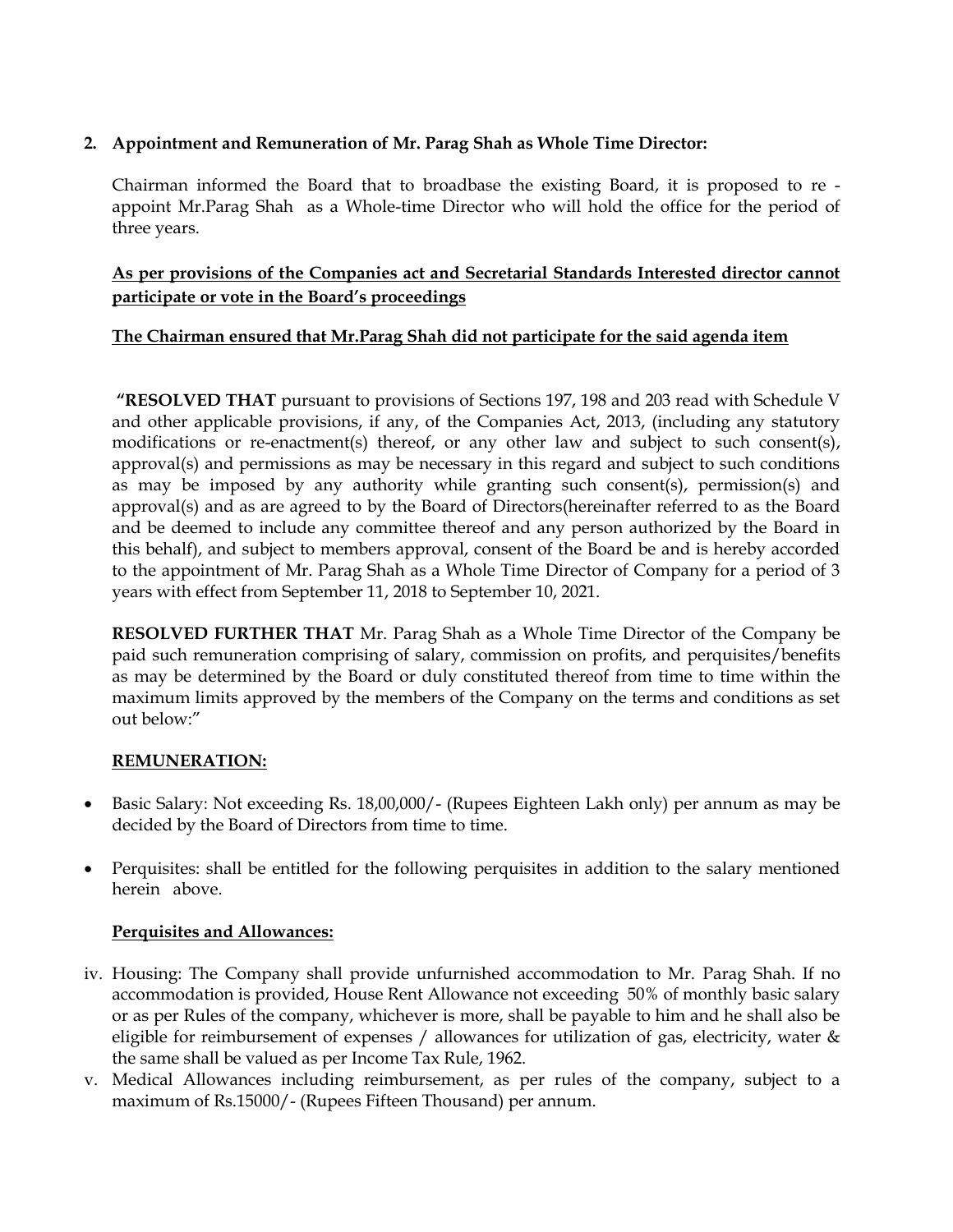**2. Appointment and Remuneration of Mr. Parag Shah as Whole Time Director:**

Chairman informed the Board that to broadbase the existing Board, it is proposed to re - appoint Mr.Parag Shah as a Whole-time Director who will hold the office for the period of three years.

**<u>As per provisions of the Companies act and Secretarial Standards Interested director cannot participate or vote in the Board's proceedings</u>**

**<u>The Chairman ensured that Mr.Parag Shah did not participate for the said agenda item</u>**

**"RESOLVED THAT** pursuant to provisions of Sections 197, 198 and 203 read with Schedule V and other applicable provisions, if any, of the Companies Act, 2013, (including any statutory modifications or re-enactment(s) thereof, or any other law and subject to such consent(s), approval(s) and permissions as may be necessary in this regard and subject to such conditions as may be imposed by any authority while granting such consent(s), permission(s) and approval(s) and as are agreed to by the Board of Directors(hereinafter referred to as the Board and be deemed to include any committee thereof and any person authorized by the Board in this behalf), and subject to members approval, consent of the Board be and is hereby accorded to the appointment of Mr. Parag Shah as a Whole Time Director of Company for a period of 3 years with effect from September 11, 2018 to September 10, 2021.

**RESOLVED FURTHER THAT** Mr. Parag Shah as a Whole Time Director of the Company be paid such remuneration comprising of salary, commission on profits, and perquisites/benefits as may be determined by the Board or duly constituted thereof from time to time within the maximum limits approved by the members of the Company on the terms and conditions as set out below:"

**<u>REMUNERATION:</u>**

- Basic Salary: Not exceeding Rs. 18,00,000/- (Rupees Eighteen Lakh only) per annum as may be decided by the Board of Directors from time to time.
- Perquisites: shall be entitled for the following perquisites in addition to the salary mentioned herein above.

**<u>Perquisites and Allowances:</u>**

iv. Housing: The Company shall provide unfurnished accommodation to Mr. Parag Shah. If no accommodation is provided, House Rent Allowance not exceeding 50% of monthly basic salary or as per Rules of the company, whichever is more, shall be payable to him and he shall also be eligible for reimbursement of expenses / allowances for utilization of gas, electricity, water & the same shall be valued as per Income Tax Rule, 1962.

v. Medical Allowances including reimbursement, as per rules of the company, subject to a maximum of Rs.15000/- (Rupees Fifteen Thousand) per annum.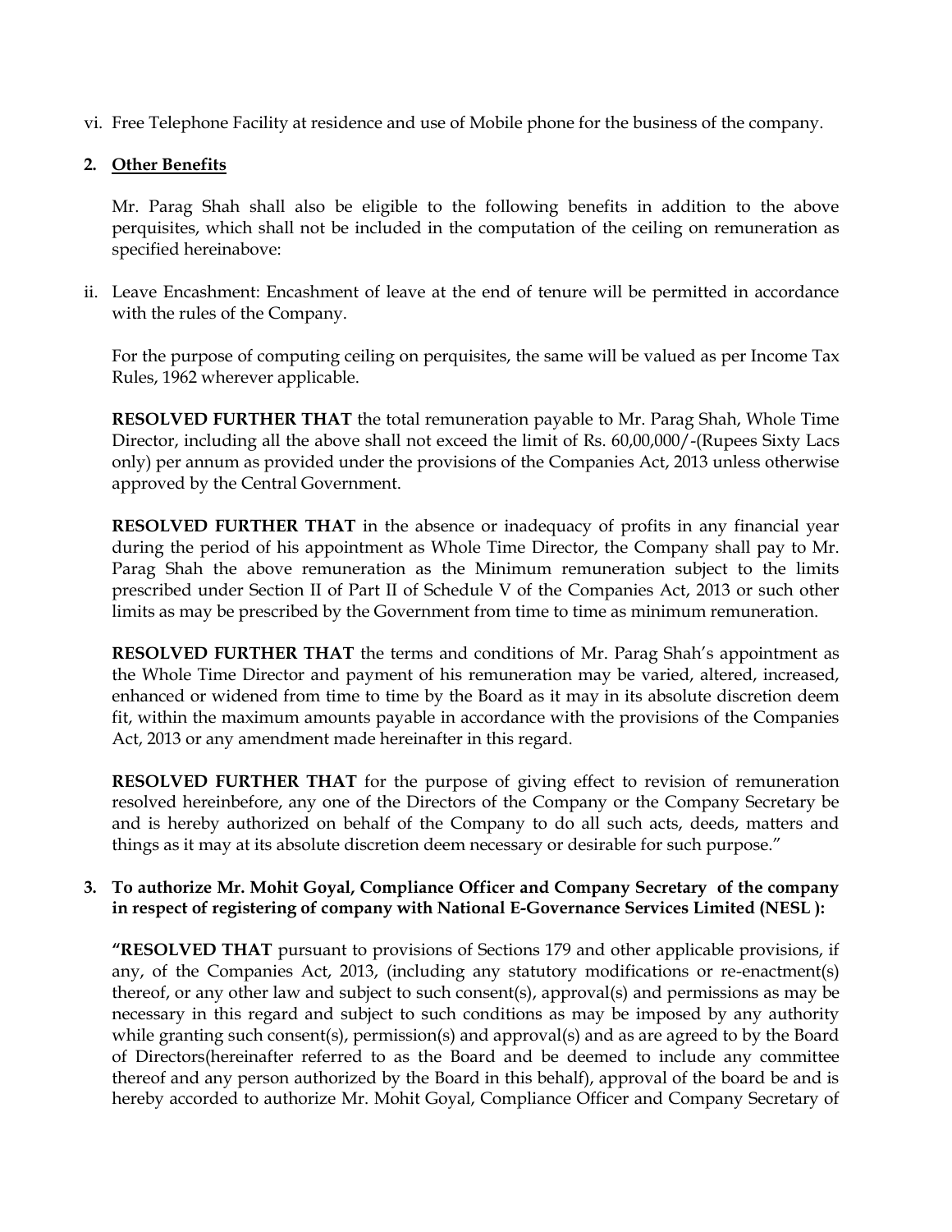vi. Free Telephone Facility at residence and use of Mobile phone for the business of the company.

2. **Other Benefits**

Mr. Parag Shah shall also be eligible to the following benefits in addition to the above perquisites, which shall not be included in the computation of the ceiling on remuneration as specified hereinabove:

ii. Leave Encashment: Encashment of leave at the end of tenure will be permitted in accordance with the rules of the Company.

For the purpose of computing ceiling on perquisites, the same will be valued as per Income Tax Rules, 1962 wherever applicable.

**RESOLVED FURTHER THAT** the total remuneration payable to Mr. Parag Shah, Whole Time Director, including all the above shall not exceed the limit of Rs. 60,00,000/-(Rupees Sixty Lacs only) per annum as provided under the provisions of the Companies Act, 2013 unless otherwise approved by the Central Government.

**RESOLVED FURTHER THAT** in the absence or inadequacy of profits in any financial year during the period of his appointment as Whole Time Director, the Company shall pay to Mr. Parag Shah the above remuneration as the Minimum remuneration subject to the limits prescribed under Section II of Part II of Schedule V of the Companies Act, 2013 or such other limits as may be prescribed by the Government from time to time as minimum remuneration.

**RESOLVED FURTHER THAT** the terms and conditions of Mr. Parag Shah's appointment as the Whole Time Director and payment of his remuneration may be varied, altered, increased, enhanced or widened from time to time by the Board as it may in its absolute discretion deem fit, within the maximum amounts payable in accordance with the provisions of the Companies Act, 2013 or any amendment made hereinafter in this regard.

**RESOLVED FURTHER THAT** for the purpose of giving effect to revision of remuneration resolved hereinbefore, any one of the Directors of the Company or the Company Secretary be and is hereby authorized on behalf of the Company to do all such acts, deeds, matters and things as it may at its absolute discretion deem necessary or desirable for such purpose."

3. **To authorize Mr. Mohit Goyal, Compliance Officer and Company Secretary of the company in respect of registering of company with National E-Governance Services Limited (NESL ):**

**"RESOLVED THAT** pursuant to provisions of Sections 179 and other applicable provisions, if any, of the Companies Act, 2013, (including any statutory modifications or re-enactment(s) thereof, or any other law and subject to such consent(s), approval(s) and permissions as may be necessary in this regard and subject to such conditions as may be imposed by any authority while granting such consent(s), permission(s) and approval(s) and as are agreed to by the Board of Directors(hereinafter referred to as the Board and be deemed to include any committee thereof and any person authorized by the Board in this behalf), approval of the board be and is hereby accorded to authorize Mr. Mohit Goyal, Compliance Officer and Company Secretary of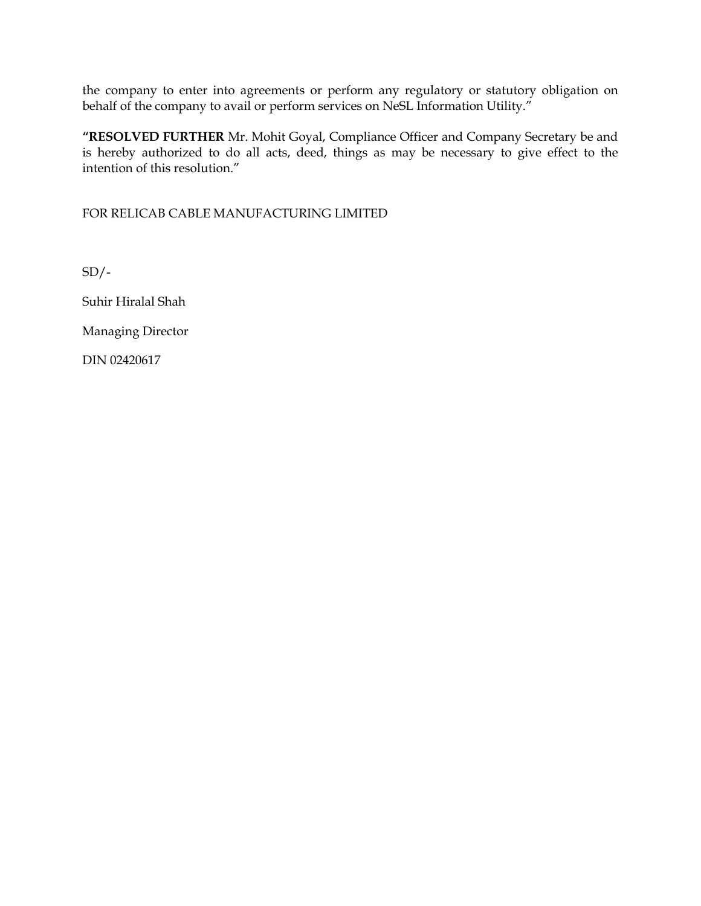the company to enter into agreements or perform any regulatory or statutory obligation on behalf of the company to avail or perform services on NeSL Information Utility."

**"RESOLVED FURTHER** Mr. Mohit Goyal, Compliance Officer and Company Secretary be and is hereby authorized to do all acts, deed, things as may be necessary to give effect to the intention of this resolution."

FOR RELICAB CABLE MANUFACTURING LIMITED

SD/-

Suhir Hiralal Shah

Managing Director

DIN 02420617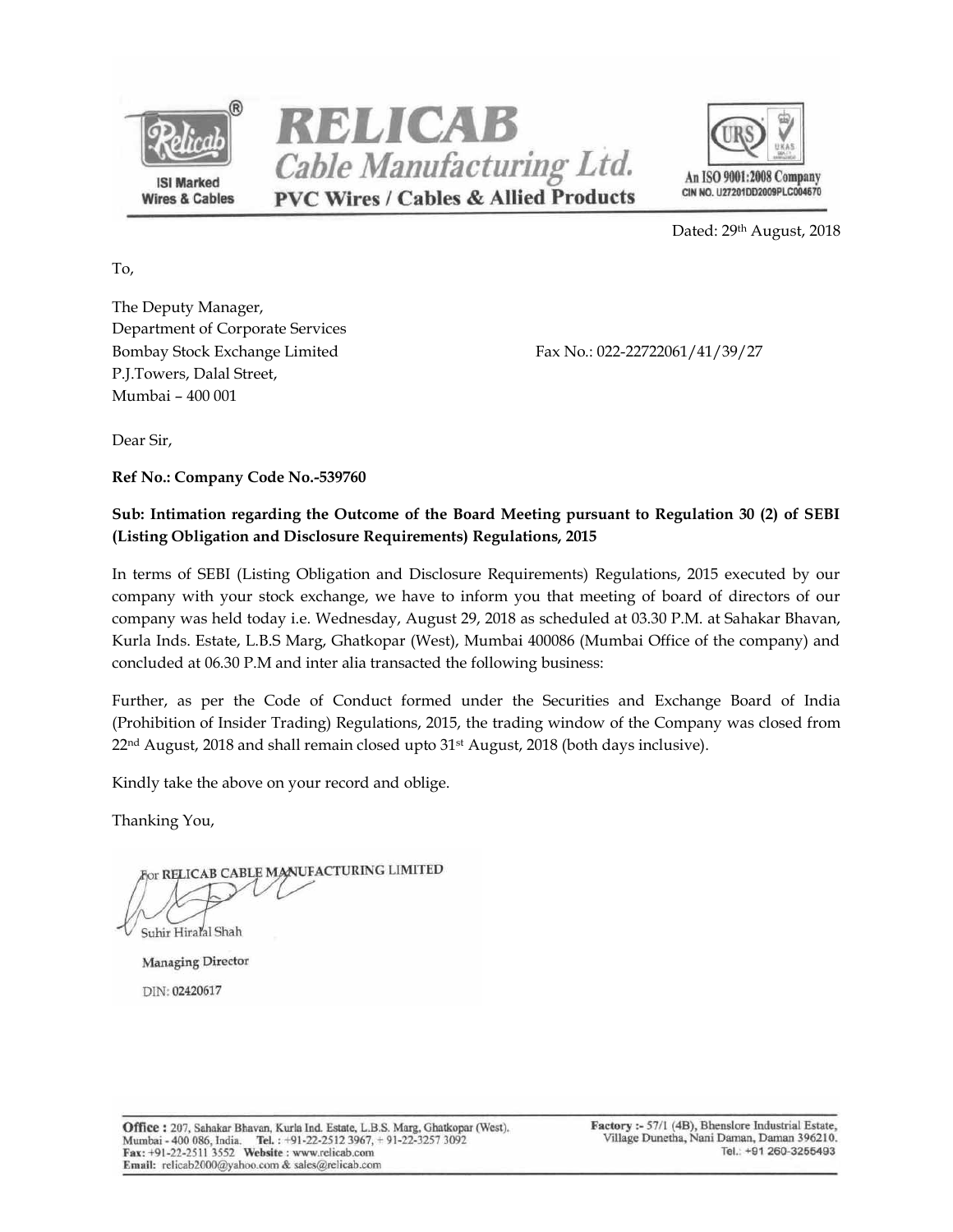# RELICAB

## Cable Manufacturing Ltd.

**PVC Wires / Cables & Allied Products**

ISI Marked Wires & Cables

An ISO 9001:2008 Company
CIN NO. U27201DD2009PLC004670

Dated: 29th August, 2018

To,

The Deputy Manager,
Department of Corporate Services
Bombay Stock Exchange Limited
P.J.Towers, Dalal Street,
Mumbai – 400 001

Fax No.: 022-22722061/41/39/27

Dear Sir,

**Ref No.: Company Code No.-539760**

**Sub: Intimation regarding the Outcome of the Board Meeting pursuant to Regulation 30 (2) of SEBI (Listing Obligation and Disclosure Requirements) Regulations, 2015**

In terms of SEBI (Listing Obligation and Disclosure Requirements) Regulations, 2015 executed by our company with your stock exchange, we have to inform you that meeting of board of directors of our company was held today i.e. Wednesday, August 29, 2018 as scheduled at 03.30 P.M. at Sahakar Bhavan, Kurla Inds. Estate, L.B.S Marg, Ghatkopar (West), Mumbai 400086 (Mumbai Office of the company) and concluded at 06.30 P.M and inter alia transacted the following business:

Further, as per the Code of Conduct formed under the Securities and Exchange Board of India (Prohibition of Insider Trading) Regulations, 2015, the trading window of the Company was closed from 22nd August, 2018 and shall remain closed upto 31st August, 2018 (both days inclusive).

Kindly take the above on your record and oblige.

Thanking You,

For RELICAB CABLE MANUFACTURING LIMITED

Suhir Hiralal Shah
Managing Director
DIN: 02420617

**Office :** 207, Sahakar Bhavan, Kurla Ind. Estate, L.B.S. Marg, Ghatkopar (West), Mumbai - 400 086, India. **Tel. :** +91-22-2512 3967, + 91-22-3257 3092
**Fax:** +91-22-2511 3552 **Website :** www.relicab.com
**Email:** relicab2000@yahoo.com & sales@relicab.com

**Factory :-** 57/1 (4B), Bhenslore Industrial Estate, Village Dunetha, Nani Daman, Daman 396210. Tel.: +91 260-3255493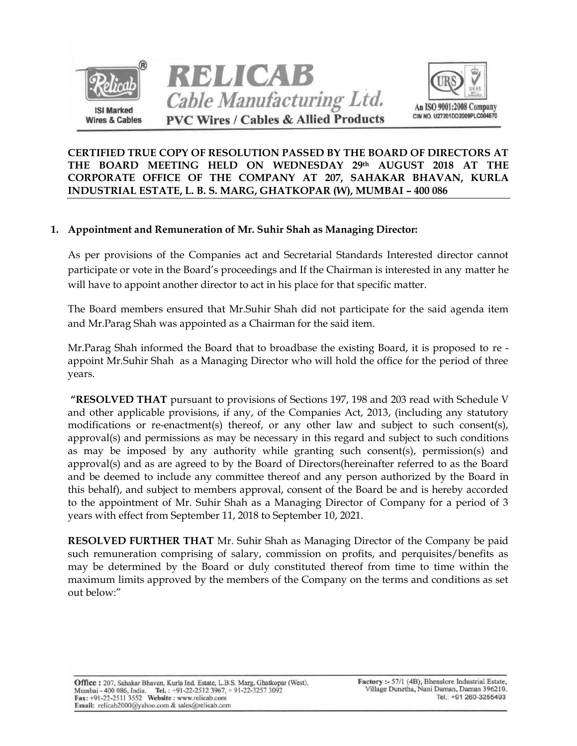**CERTIFIED TRUE COPY OF RESOLUTION PASSED BY THE BOARD OF DIRECTORS AT THE BOARD MEETING HELD ON WEDNESDAY 29th AUGUST 2018 AT THE CORPORATE OFFICE OF THE COMPANY AT 207, SAHAKAR BHAVAN, KURLA INDUSTRIAL ESTATE, L. B. S. MARG, GHATKOPAR (W), MUMBAI – 400 086**

**1. Appointment and Remuneration of Mr. Suhir Shah as Managing Director:**

As per provisions of the Companies act and Secretarial Standards Interested director cannot participate or vote in the Board's proceedings and If the Chairman is interested in any matter he will have to appoint another director to act in his place for that specific matter.

The Board members ensured that Mr.Suhir Shah did not participate for the said agenda item and Mr.Parag Shah was appointed as a Chairman for the said item.

Mr.Parag Shah informed the Board that to broadbase the existing Board, it is proposed to re - appoint Mr.Suhir Shah as a Managing Director who will hold the office for the period of three years.

**"RESOLVED THAT** pursuant to provisions of Sections 197, 198 and 203 read with Schedule V and other applicable provisions, if any, of the Companies Act, 2013, (including any statutory modifications or re-enactment(s) thereof, or any other law and subject to such consent(s), approval(s) and permissions as may be necessary in this regard and subject to such conditions as may be imposed by any authority while granting such consent(s), permission(s) and approval(s) and as are agreed to by the Board of Directors(hereinafter referred to as the Board and be deemed to include any committee thereof and any person authorized by the Board in this behalf), and subject to members approval, consent of the Board be and is hereby accorded to the appointment of Mr. Suhir Shah as a Managing Director of Company for a period of 3 years with effect from September 11, 2018 to September 10, 2021.

**RESOLVED FURTHER THAT** Mr. Suhir Shah as Managing Director of the Company be paid such remuneration comprising of salary, commission on profits, and perquisites/benefits as may be determined by the Board or duly constituted thereof from time to time within the maximum limits approved by the members of the Company on the terms and conditions as set out below:"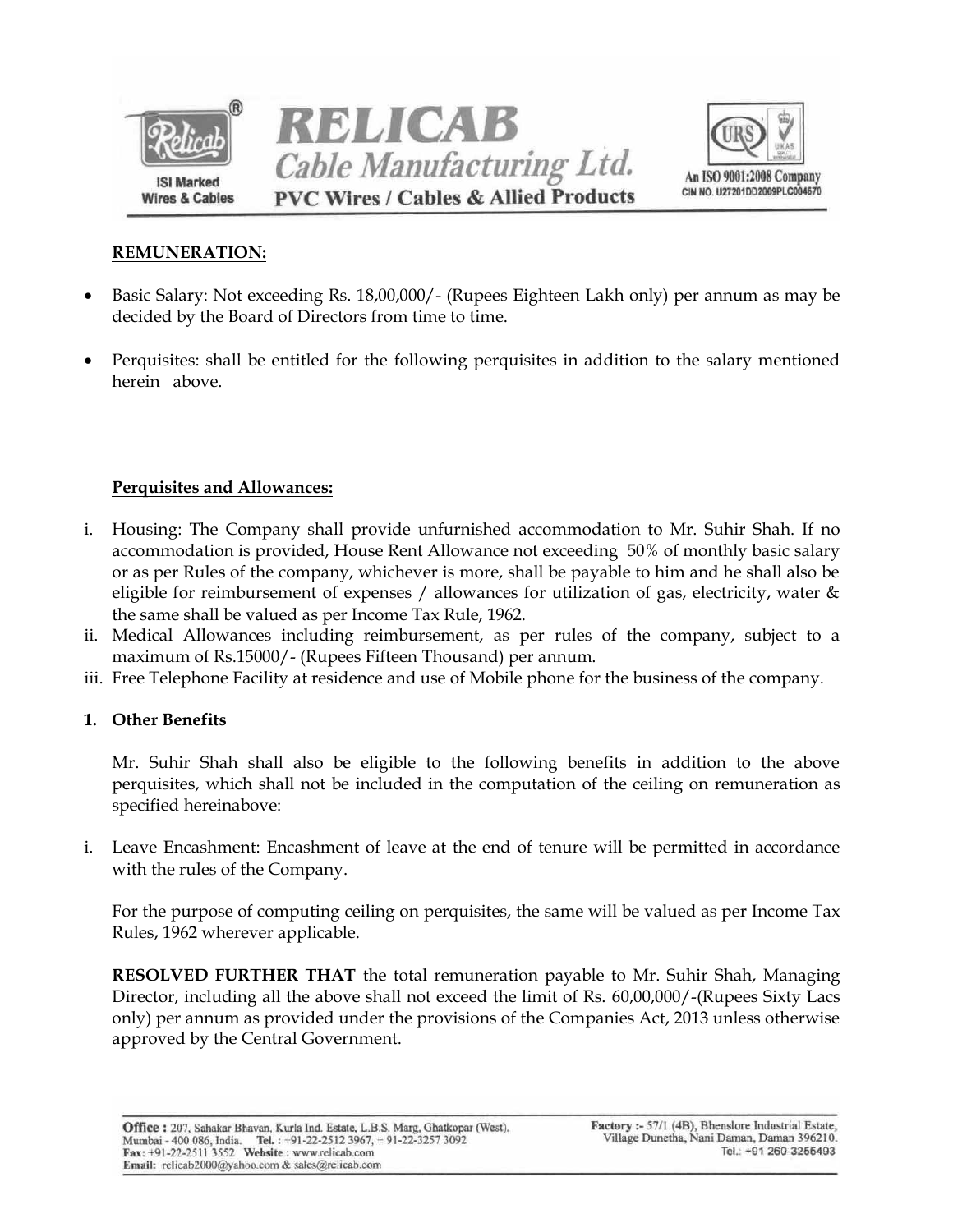**REMUNERATION:**

- Basic Salary: Not exceeding Rs. 18,00,000/- (Rupees Eighteen Lakh only) per annum as may be decided by the Board of Directors from time to time.
- Perquisites: shall be entitled for the following perquisites in addition to the salary mentioned herein above.

**Perquisites and Allowances:**

i. Housing: The Company shall provide unfurnished accommodation to Mr. Suhir Shah. If no accommodation is provided, House Rent Allowance not exceeding 50% of monthly basic salary or as per Rules of the company, whichever is more, shall be payable to him and he shall also be eligible for reimbursement of expenses / allowances for utilization of gas, electricity, water & the same shall be valued as per Income Tax Rule, 1962.
ii. Medical Allowances including reimbursement, as per rules of the company, subject to a maximum of Rs.15000/- (Rupees Fifteen Thousand) per annum.
iii. Free Telephone Facility at residence and use of Mobile phone for the business of the company.

**1. Other Benefits**

Mr. Suhir Shah shall also be eligible to the following benefits in addition to the above perquisites, which shall not be included in the computation of the ceiling on remuneration as specified hereinabove:

i. Leave Encashment: Encashment of leave at the end of tenure will be permitted in accordance with the rules of the Company.

For the purpose of computing ceiling on perquisites, the same will be valued as per Income Tax Rules, 1962 wherever applicable.

**RESOLVED FURTHER THAT** the total remuneration payable to Mr. Suhir Shah, Managing Director, including all the above shall not exceed the limit of Rs. 60,00,000/-(Rupees Sixty Lacs only) per annum as provided under the provisions of the Companies Act, 2013 unless otherwise approved by the Central Government.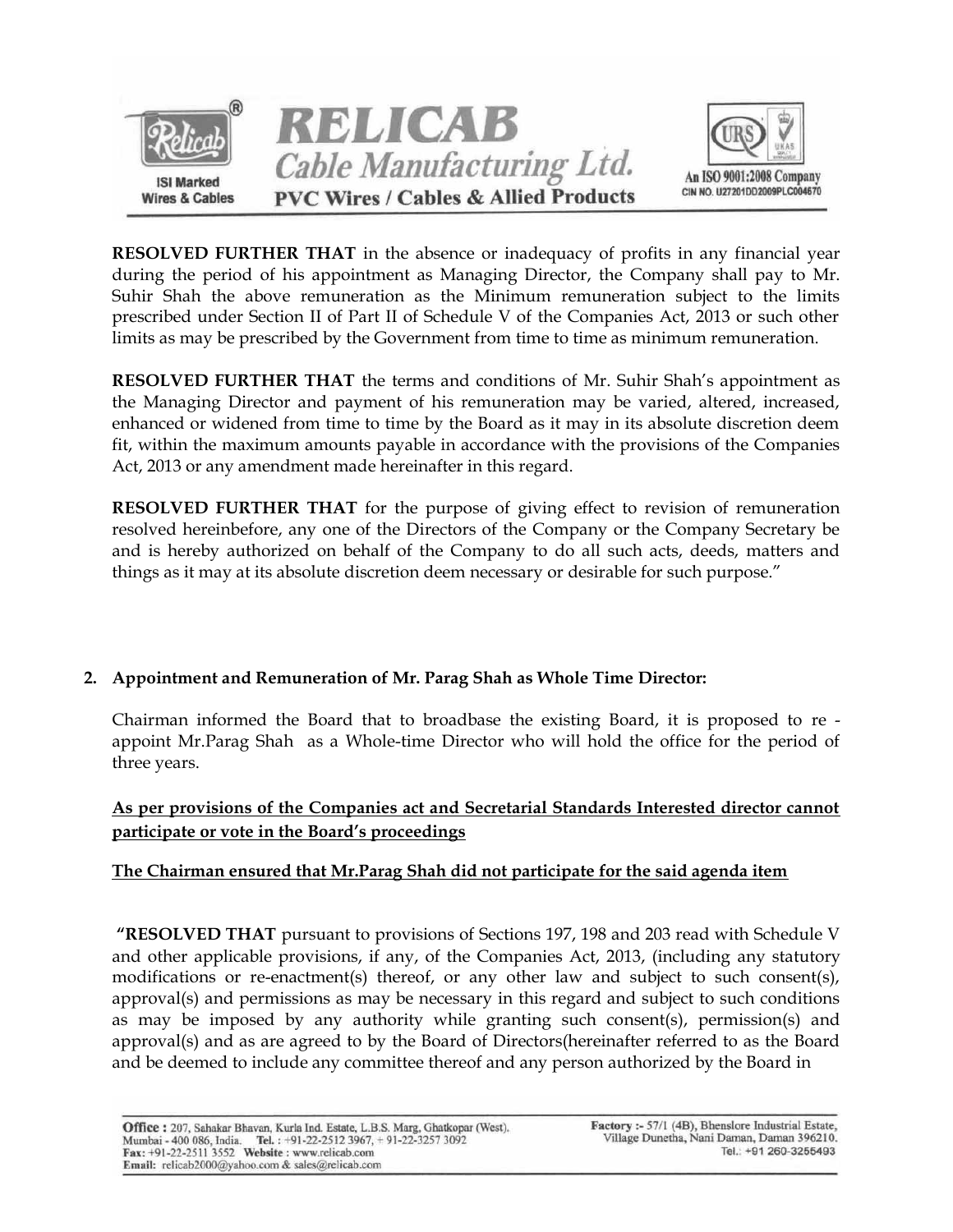**RESOLVED FURTHER THAT** in the absence or inadequacy of profits in any financial year during the period of his appointment as Managing Director, the Company shall pay to Mr. Suhir Shah the above remuneration as the Minimum remuneration subject to the limits prescribed under Section II of Part II of Schedule V of the Companies Act, 2013 or such other limits as may be prescribed by the Government from time to time as minimum remuneration.

**RESOLVED FURTHER THAT** the terms and conditions of Mr. Suhir Shah's appointment as the Managing Director and payment of his remuneration may be varied, altered, increased, enhanced or widened from time to time by the Board as it may in its absolute discretion deem fit, within the maximum amounts payable in accordance with the provisions of the Companies Act, 2013 or any amendment made hereinafter in this regard.

**RESOLVED FURTHER THAT** for the purpose of giving effect to revision of remuneration resolved hereinbefore, any one of the Directors of the Company or the Company Secretary be and is hereby authorized on behalf of the Company to do all such acts, deeds, matters and things as it may at its absolute discretion deem necessary or desirable for such purpose."

**2. Appointment and Remuneration of Mr. Parag Shah as Whole Time Director:**

Chairman informed the Board that to broadbase the existing Board, it is proposed to re - appoint Mr.Parag Shah as a Whole-time Director who will hold the office for the period of three years.

**<u>As per provisions of the Companies act and Secretarial Standards Interested director cannot participate or vote in the Board's proceedings</u>**

**<u>The Chairman ensured that Mr.Parag Shah did not participate for the said agenda item</u>**

"**RESOLVED THAT** pursuant to provisions of Sections 197, 198 and 203 read with Schedule V and other applicable provisions, if any, of the Companies Act, 2013, (including any statutory modifications or re-enactment(s) thereof, or any other law and subject to such consent(s), approval(s) and permissions as may be necessary in this regard and subject to such conditions as may be imposed by any authority while granting such consent(s), permission(s) and approval(s) and as are agreed to by the Board of Directors(hereinafter referred to as the Board and be deemed to include any committee thereof and any person authorized by the Board in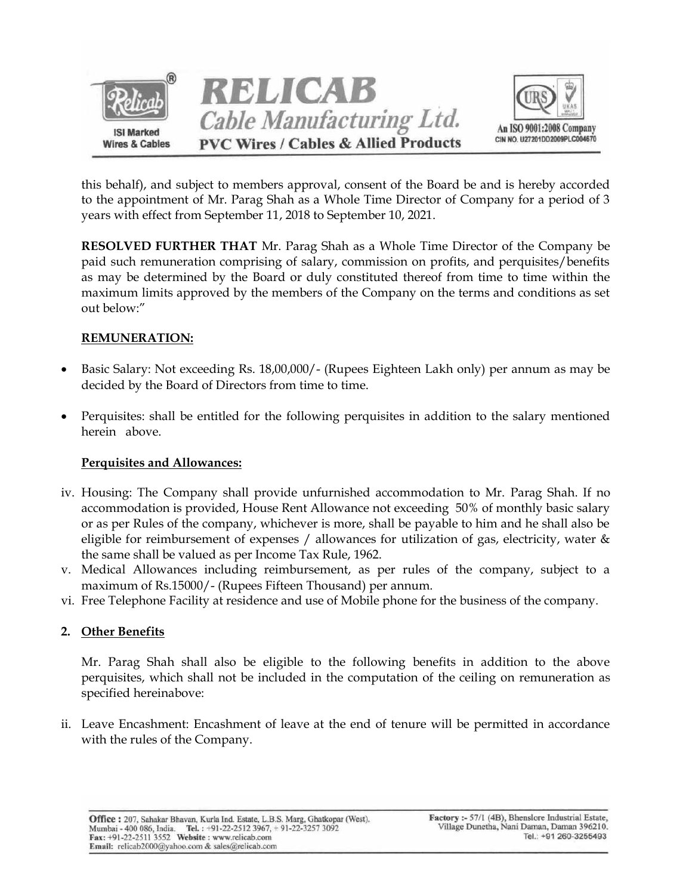this behalf), and subject to members approval, consent of the Board be and is hereby accorded to the appointment of Mr. Parag Shah as a Whole Time Director of Company for a period of 3 years with effect from September 11, 2018 to September 10, 2021.

**RESOLVED FURTHER THAT** Mr. Parag Shah as a Whole Time Director of the Company be paid such remuneration comprising of salary, commission on profits, and perquisites/benefits as may be determined by the Board or duly constituted thereof from time to time within the maximum limits approved by the members of the Company on the terms and conditions as set out below:"

**REMUNERATION:**

- Basic Salary: Not exceeding Rs. 18,00,000/- (Rupees Eighteen Lakh only) per annum as may be decided by the Board of Directors from time to time.
- Perquisites: shall be entitled for the following perquisites in addition to the salary mentioned herein above.

**Perquisites and Allowances:**

iv. Housing: The Company shall provide unfurnished accommodation to Mr. Parag Shah. If no accommodation is provided, House Rent Allowance not exceeding 50% of monthly basic salary or as per Rules of the company, whichever is more, shall be payable to him and he shall also be eligible for reimbursement of expenses / allowances for utilization of gas, electricity, water & the same shall be valued as per Income Tax Rule, 1962.

v. Medical Allowances including reimbursement, as per rules of the company, subject to a maximum of Rs.15000/- (Rupees Fifteen Thousand) per annum.

vi. Free Telephone Facility at residence and use of Mobile phone for the business of the company.

**2. Other Benefits**

Mr. Parag Shah shall also be eligible to the following benefits in addition to the above perquisites, which shall not be included in the computation of the ceiling on remuneration as specified hereinabove:

ii. Leave Encashment: Encashment of leave at the end of tenure will be permitted in accordance with the rules of the Company.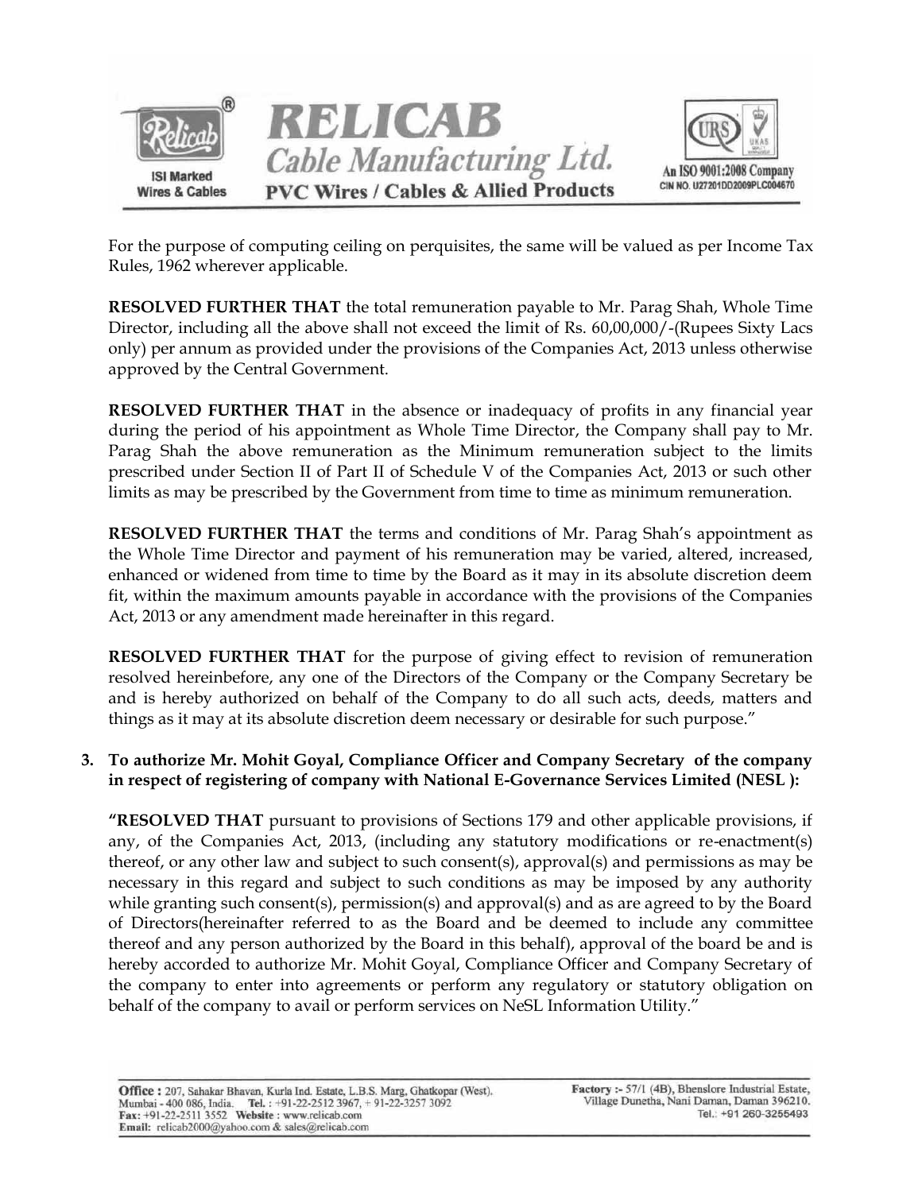For the purpose of computing ceiling on perquisites, the same will be valued as per Income Tax Rules, 1962 wherever applicable.

**RESOLVED FURTHER THAT** the total remuneration payable to Mr. Parag Shah, Whole Time Director, including all the above shall not exceed the limit of Rs. 60,00,000/-(Rupees Sixty Lacs only) per annum as provided under the provisions of the Companies Act, 2013 unless otherwise approved by the Central Government.

**RESOLVED FURTHER THAT** in the absence or inadequacy of profits in any financial year during the period of his appointment as Whole Time Director, the Company shall pay to Mr. Parag Shah the above remuneration as the Minimum remuneration subject to the limits prescribed under Section II of Part II of Schedule V of the Companies Act, 2013 or such other limits as may be prescribed by the Government from time to time as minimum remuneration.

**RESOLVED FURTHER THAT** the terms and conditions of Mr. Parag Shah's appointment as the Whole Time Director and payment of his remuneration may be varied, altered, increased, enhanced or widened from time to time by the Board as it may in its absolute discretion deem fit, within the maximum amounts payable in accordance with the provisions of the Companies Act, 2013 or any amendment made hereinafter in this regard.

**RESOLVED FURTHER THAT** for the purpose of giving effect to revision of remuneration resolved hereinbefore, any one of the Directors of the Company or the Company Secretary be and is hereby authorized on behalf of the Company to do all such acts, deeds, matters and things as it may at its absolute discretion deem necessary or desirable for such purpose."

**3. To authorize Mr. Mohit Goyal, Compliance Officer and Company Secretary of the company in respect of registering of company with National E-Governance Services Limited (NESL ):**

**"RESOLVED THAT** pursuant to provisions of Sections 179 and other applicable provisions, if any, of the Companies Act, 2013, (including any statutory modifications or re-enactment(s) thereof, or any other law and subject to such consent(s), approval(s) and permissions as may be necessary in this regard and subject to such conditions as may be imposed by any authority while granting such consent(s), permission(s) and approval(s) and as are agreed to by the Board of Directors(hereinafter referred to as the Board and be deemed to include any committee thereof and any person authorized by the Board in this behalf), approval of the board be and is hereby accorded to authorize Mr. Mohit Goyal, Compliance Officer and Company Secretary of the company to enter into agreements or perform any regulatory or statutory obligation on behalf of the company to avail or perform services on NeSL Information Utility."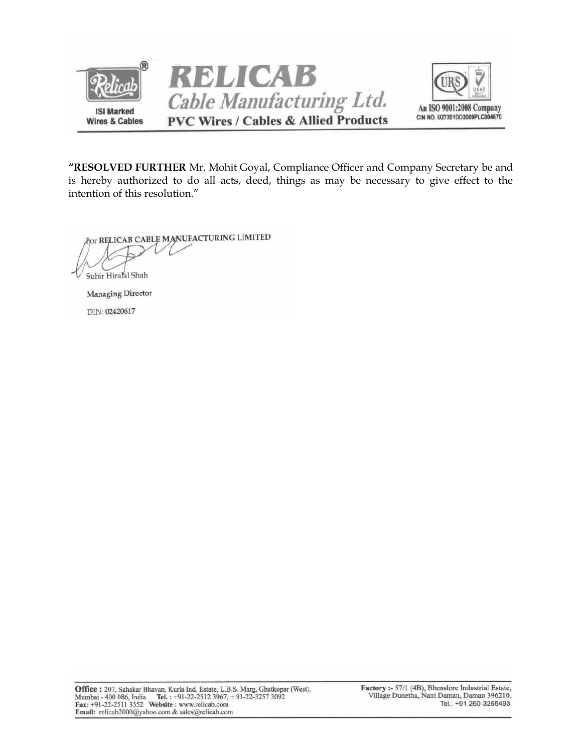**"RESOLVED FURTHER** Mr. Mohit Goyal, Compliance Officer and Company Secretary be and is hereby authorized to do all acts, deed, things as may be necessary to give effect to the intention of this resolution."

For RELICAB CABLE MANUFACTURING LIMITED

Suhir Hiralal Shah

Managing Director

DIN: 02420617